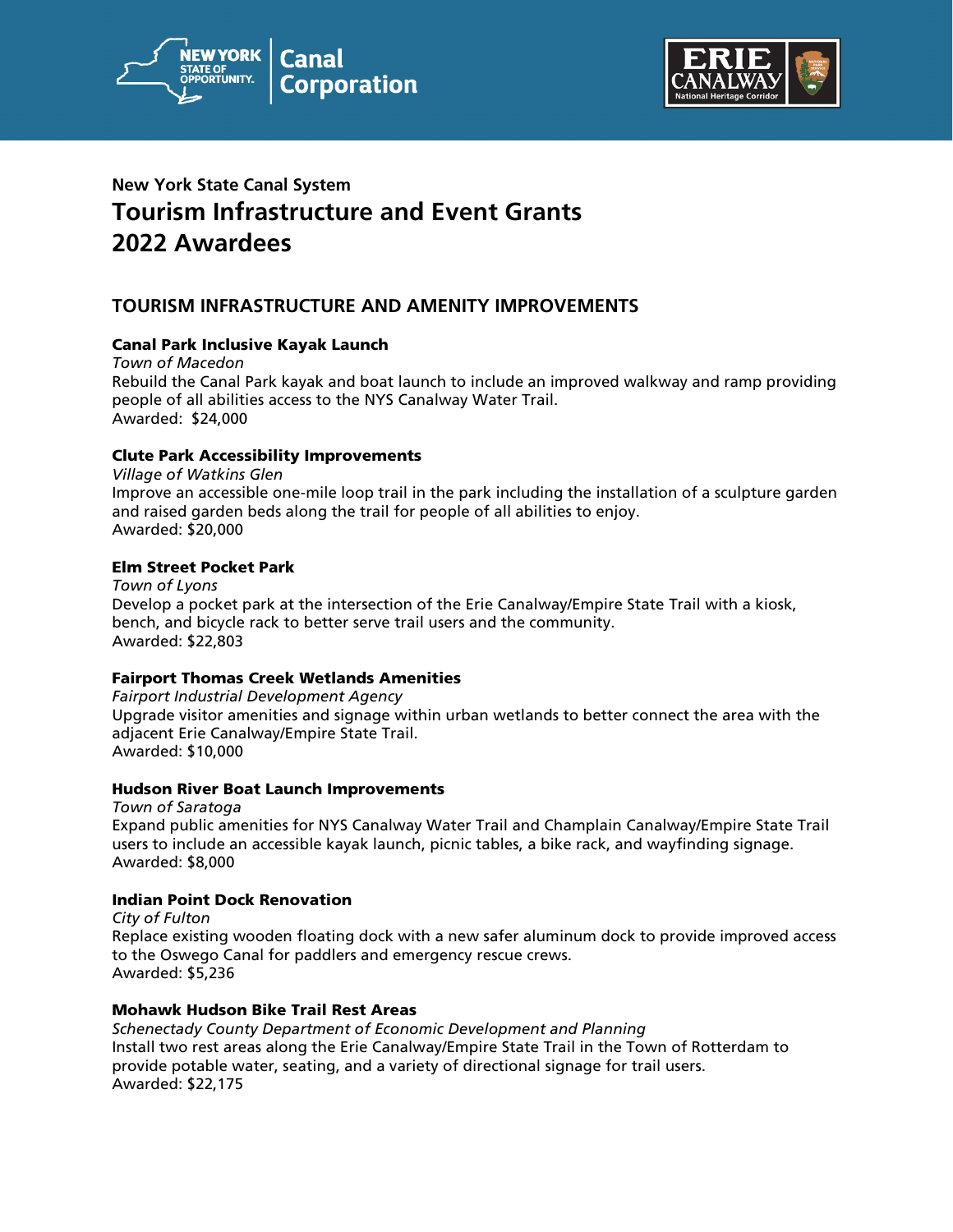## New York State Canal System

# Tourism Infrastructure and Event Grants 2022 Awardees

## TOURISM INFRASTRUCTURE AND AMENITY IMPROVEMENTS

### Canal Park Inclusive Kayak Launch

*Town of Macedon*

Rebuild the Canal Park kayak and boat launch to include an improved walkway and ramp providing people of all abilities access to the NYS Canalway Water Trail.

Awarded: $24,000

### Clute Park Accessibility Improvements

*Village of Watkins Glen*

Improve an accessible one-mile loop trail in the park including the installation of a sculpture garden and raised garden beds along the trail for people of all abilities to enjoy.

Awarded: $20,000

### Elm Street Pocket Park

*Town of Lyons*

Develop a pocket park at the intersection of the Erie Canalway/Empire State Trail with a kiosk, bench, and bicycle rack to better serve trail users and the community.

Awarded: $22,803

### Fairport Thomas Creek Wetlands Amenities

*Fairport Industrial Development Agency*

Upgrade visitor amenities and signage within urban wetlands to better connect the area with the adjacent Erie Canalway/Empire State Trail.

Awarded: $10,000

### Hudson River Boat Launch Improvements

*Town of Saratoga*

Expand public amenities for NYS Canalway Water Trail and Champlain Canalway/Empire State Trail users to include an accessible kayak launch, picnic tables, a bike rack, and wayfinding signage.

Awarded: $8,000

### Indian Point Dock Renovation

*City of Fulton*

Replace existing wooden floating dock with a new safer aluminum dock to provide improved access to the Oswego Canal for paddlers and emergency rescue crews.

Awarded: $5,236

### Mohawk Hudson Bike Trail Rest Areas

*Schenectady County Department of Economic Development and Planning*

Install two rest areas along the Erie Canalway/Empire State Trail in the Town of Rotterdam to provide potable water, seating, and a variety of directional signage for trail users.

Awarded: $22,175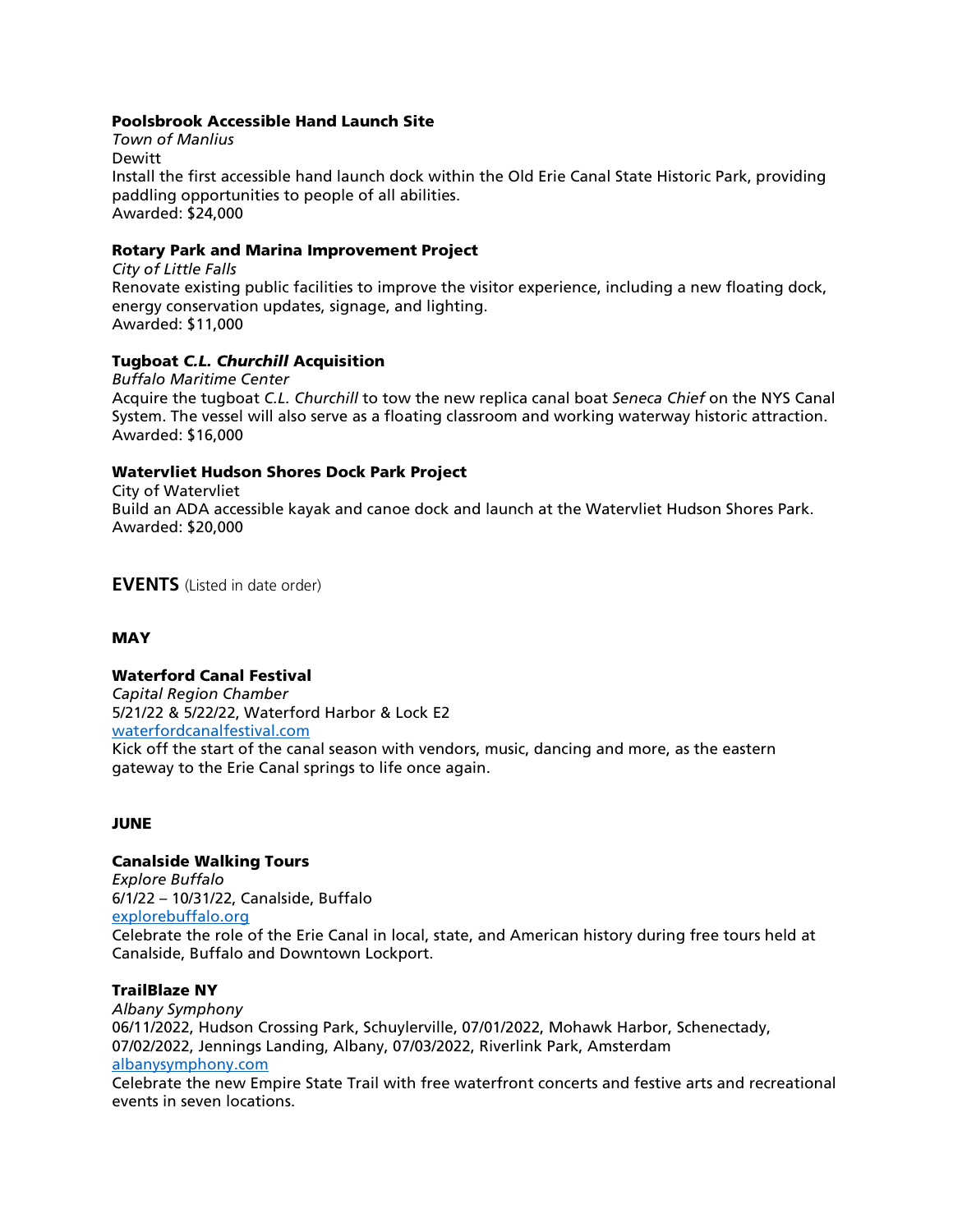**Poolsbrook Accessible Hand Launch Site**
*Town of Manlius*
Dewitt
Install the first accessible hand launch dock within the Old Erie Canal State Historic Park, providing paddling opportunities to people of all abilities.
Awarded: $24,000

**Rotary Park and Marina Improvement Project**
*City of Little Falls*
Renovate existing public facilities to improve the visitor experience, including a new floating dock, energy conservation updates, signage, and lighting.
Awarded: $11,000

**Tugboat *C.L. Churchill* Acquisition**
*Buffalo Maritime Center*
Acquire the tugboat *C.L. Churchill* to tow the new replica canal boat *Seneca Chief* on the NYS Canal System. The vessel will also serve as a floating classroom and working waterway historic attraction.
Awarded: $16,000

**Watervliet Hudson Shores Dock Park Project**
City of Watervliet
Build an ADA accessible kayak and canoe dock and launch at the Watervliet Hudson Shores Park.
Awarded: $20,000

## EVENTS (Listed in date order)

### MAY

**Waterford Canal Festival**
*Capital Region Chamber*
5/21/22 & 5/22/22, Waterford Harbor & Lock E2
waterfordcanalfestival.com
Kick off the start of the canal season with vendors, music, dancing and more, as the eastern gateway to the Erie Canal springs to life once again.

### JUNE

**Canalside Walking Tours**
*Explore Buffalo*
6/1/22 – 10/31/22, Canalside, Buffalo
explorebuffalo.org
Celebrate the role of the Erie Canal in local, state, and American history during free tours held at Canalside, Buffalo and Downtown Lockport.

**TrailBlaze NY**
*Albany Symphony*
06/11/2022, Hudson Crossing Park, Schuylerville, 07/01/2022, Mohawk Harbor, Schenectady, 07/02/2022, Jennings Landing, Albany, 07/03/2022, Riverlink Park, Amsterdam
albanysymphony.com
Celebrate the new Empire State Trail with free waterfront concerts and festive arts and recreational events in seven locations.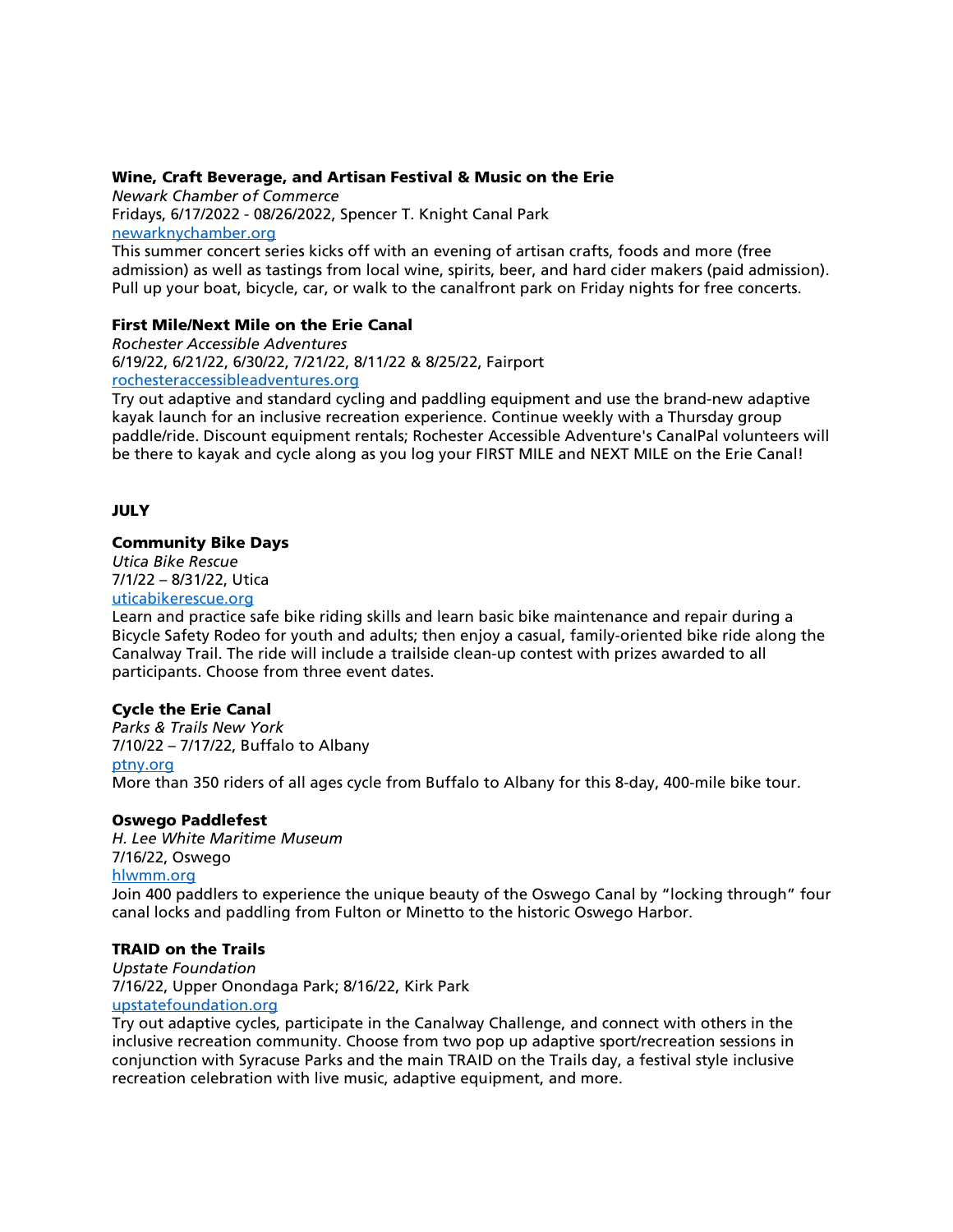**Wine, Craft Beverage, and Artisan Festival & Music on the Erie**

*Newark Chamber of Commerce*

Fridays, 6/17/2022 - 08/26/2022, Spencer T. Knight Canal Park

[newarknychamber.org](newarknychamber.org)

This summer concert series kicks off with an evening of artisan crafts, foods and more (free admission) as well as tastings from local wine, spirits, beer, and hard cider makers (paid admission). Pull up your boat, bicycle, car, or walk to the canalfront park on Friday nights for free concerts.

**First Mile/Next Mile on the Erie Canal**

*Rochester Accessible Adventures*

6/19/22, 6/21/22, 6/30/22, 7/21/22, 8/11/22 & 8/25/22, Fairport

[rochesteraccessibleadventures.org](rochesteraccessibleadventures.org)

Try out adaptive and standard cycling and paddling equipment and use the brand-new adaptive kayak launch for an inclusive recreation experience. Continue weekly with a Thursday group paddle/ride. Discount equipment rentals; Rochester Accessible Adventure's CanalPal volunteers will be there to kayak and cycle along as you log your FIRST MILE and NEXT MILE on the Erie Canal!

## JULY

**Community Bike Days**

*Utica Bike Rescue*

7/1/22 – 8/31/22, Utica

[uticabikerescue.org](uticabikerescue.org)

Learn and practice safe bike riding skills and learn basic bike maintenance and repair during a Bicycle Safety Rodeo for youth and adults; then enjoy a casual, family-oriented bike ride along the Canalway Trail. The ride will include a trailside clean-up contest with prizes awarded to all participants. Choose from three event dates.

**Cycle the Erie Canal**

*Parks & Trails New York*

7/10/22 – 7/17/22, Buffalo to Albany

[ptny.org](ptny.org)

More than 350 riders of all ages cycle from Buffalo to Albany for this 8-day, 400-mile bike tour.

**Oswego Paddlefest**

*H. Lee White Maritime Museum*

7/16/22, Oswego

[hlwmm.org](hlwmm.org)

Join 400 paddlers to experience the unique beauty of the Oswego Canal by "locking through" four canal locks and paddling from Fulton or Minetto to the historic Oswego Harbor.

**TRAID on the Trails**

*Upstate Foundation*

7/16/22, Upper Onondaga Park; 8/16/22, Kirk Park

[upstatefoundation.org](upstatefoundation.org)

Try out adaptive cycles, participate in the Canalway Challenge, and connect with others in the inclusive recreation community. Choose from two pop up adaptive sport/recreation sessions in conjunction with Syracuse Parks and the main TRAID on the Trails day, a festival style inclusive recreation celebration with live music, adaptive equipment, and more.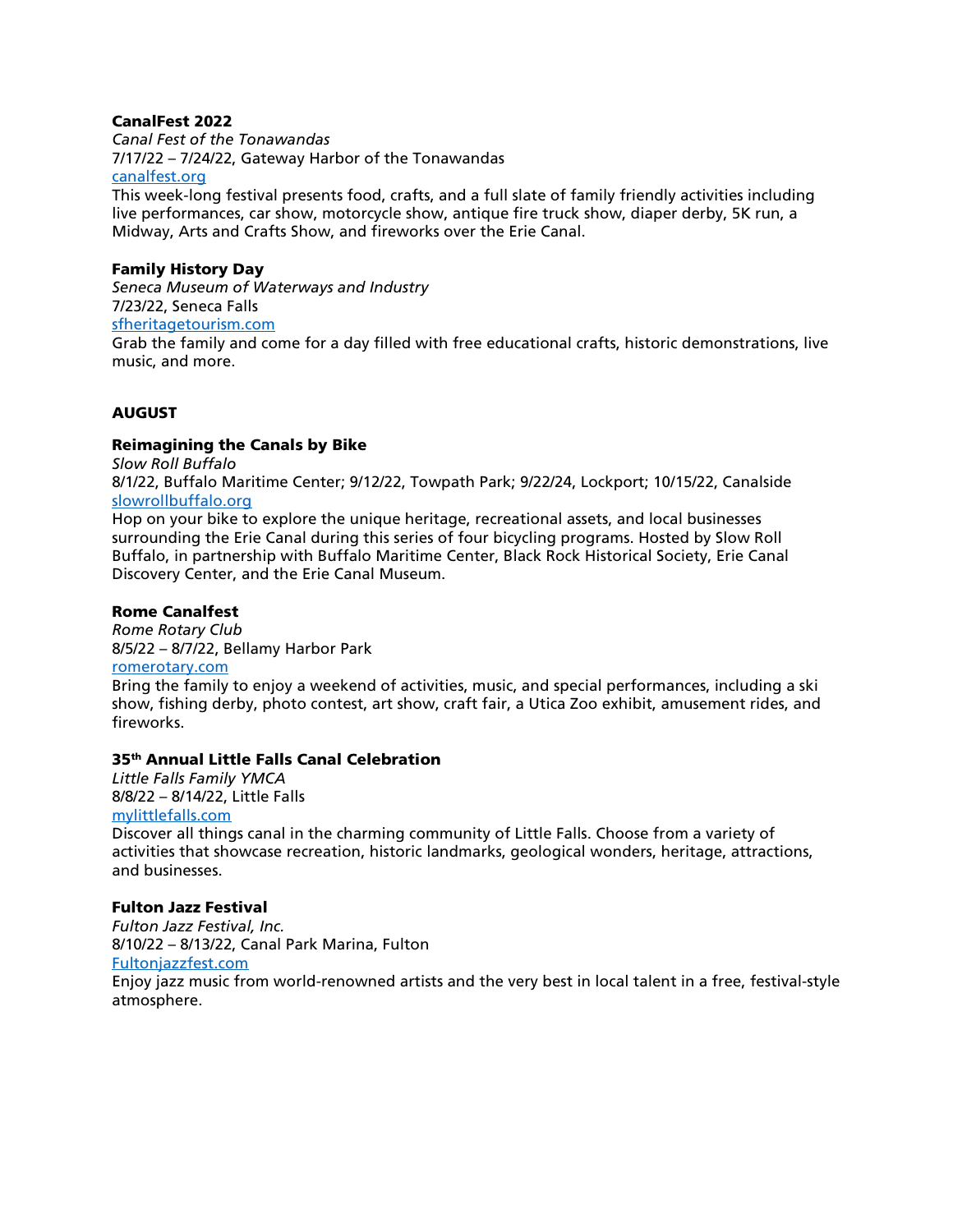**CanalFest 2022**
*Canal Fest of the Tonawandas*
7/17/22 – 7/24/22, Gateway Harbor of the Tonawandas
[canalfest.org](canalfest.org)
This week-long festival presents food, crafts, and a full slate of family friendly activities including live performances, car show, motorcycle show, antique fire truck show, diaper derby, 5K run, a Midway, Arts and Crafts Show, and fireworks over the Erie Canal.

**Family History Day**
*Seneca Museum of Waterways and Industry*
7/23/22, Seneca Falls
[sfheritagetourism.com](sfheritagetourism.com)
Grab the family and come for a day filled with free educational crafts, historic demonstrations, live music, and more.

## AUGUST

**Reimagining the Canals by Bike**
*Slow Roll Buffalo*
8/1/22, Buffalo Maritime Center; 9/12/22, Towpath Park; 9/22/24, Lockport; 10/15/22, Canalside
[slowrollbuffalo.org](slowrollbuffalo.org)
Hop on your bike to explore the unique heritage, recreational assets, and local businesses surrounding the Erie Canal during this series of four bicycling programs. Hosted by Slow Roll Buffalo, in partnership with Buffalo Maritime Center, Black Rock Historical Society, Erie Canal Discovery Center, and the Erie Canal Museum.

**Rome Canalfest**
*Rome Rotary Club*
8/5/22 – 8/7/22, Bellamy Harbor Park
[romerotary.com](romerotary.com)
Bring the family to enjoy a weekend of activities, music, and special performances, including a ski show, fishing derby, photo contest, art show, craft fair, a Utica Zoo exhibit, amusement rides, and fireworks.

**35th Annual Little Falls Canal Celebration**
*Little Falls Family YMCA*
8/8/22 – 8/14/22, Little Falls
[mylittlefalls.com](mylittlefalls.com)
Discover all things canal in the charming community of Little Falls. Choose from a variety of activities that showcase recreation, historic landmarks, geological wonders, heritage, attractions, and businesses.

**Fulton Jazz Festival**
*Fulton Jazz Festival, Inc.*
8/10/22 – 8/13/22, Canal Park Marina, Fulton
[Fultonjazzfest.com](Fultonjazzfest.com)
Enjoy jazz music from world-renowned artists and the very best in local talent in a free, festival-style atmosphere.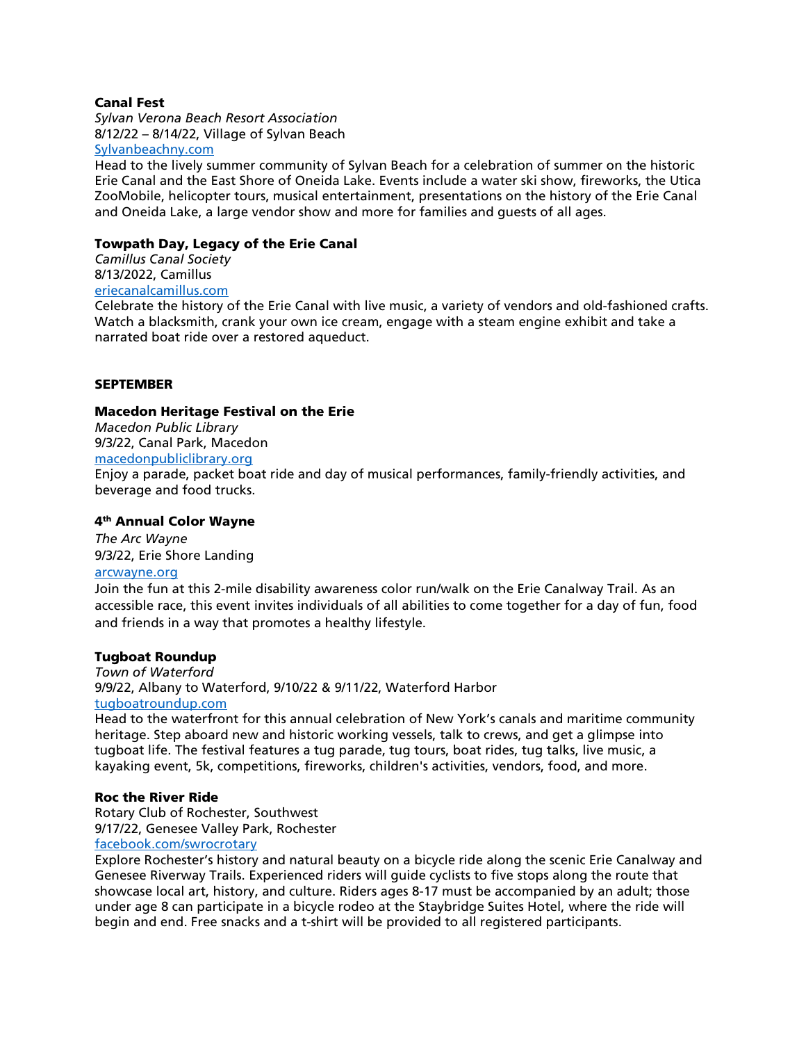**Canal Fest**
*Sylvan Verona Beach Resort Association*
8/12/22 – 8/14/22, Village of Sylvan Beach
Sylvanbeachny.com
Head to the lively summer community of Sylvan Beach for a celebration of summer on the historic Erie Canal and the East Shore of Oneida Lake. Events include a water ski show, fireworks, the Utica ZooMobile, helicopter tours, musical entertainment, presentations on the history of the Erie Canal and Oneida Lake, a large vendor show and more for families and guests of all ages.

**Towpath Day, Legacy of the Erie Canal**
*Camillus Canal Society*
8/13/2022, Camillus
eriecanalcamillus.com
Celebrate the history of the Erie Canal with live music, a variety of vendors and old-fashioned crafts. Watch a blacksmith, crank your own ice cream, engage with a steam engine exhibit and take a narrated boat ride over a restored aqueduct.

**SEPTEMBER**

**Macedon Heritage Festival on the Erie**
*Macedon Public Library*
9/3/22, Canal Park, Macedon
macedonpubliclibrary.org
Enjoy a parade, packet boat ride and day of musical performances, family-friendly activities, and beverage and food trucks.

**4th Annual Color Wayne**
*The Arc Wayne*
9/3/22, Erie Shore Landing
arcwayne.org
Join the fun at this 2-mile disability awareness color run/walk on the Erie Canalway Trail. As an accessible race, this event invites individuals of all abilities to come together for a day of fun, food and friends in a way that promotes a healthy lifestyle.

**Tugboat Roundup**
*Town of Waterford*
9/9/22, Albany to Waterford, 9/10/22 & 9/11/22, Waterford Harbor
tugboatroundup.com
Head to the waterfront for this annual celebration of New York's canals and maritime community heritage. Step aboard new and historic working vessels, talk to crews, and get a glimpse into tugboat life. The festival features a tug parade, tug tours, boat rides, tug talks, live music, a kayaking event, 5k, competitions, fireworks, children's activities, vendors, food, and more.

**Roc the River Ride**
Rotary Club of Rochester, Southwest
9/17/22, Genesee Valley Park, Rochester
facebook.com/swrocrotary
Explore Rochester's history and natural beauty on a bicycle ride along the scenic Erie Canalway and Genesee Riverway Trails. Experienced riders will guide cyclists to five stops along the route that showcase local art, history, and culture. Riders ages 8-17 must be accompanied by an adult; those under age 8 can participate in a bicycle rodeo at the Staybridge Suites Hotel, where the ride will begin and end. Free snacks and a t-shirt will be provided to all registered participants.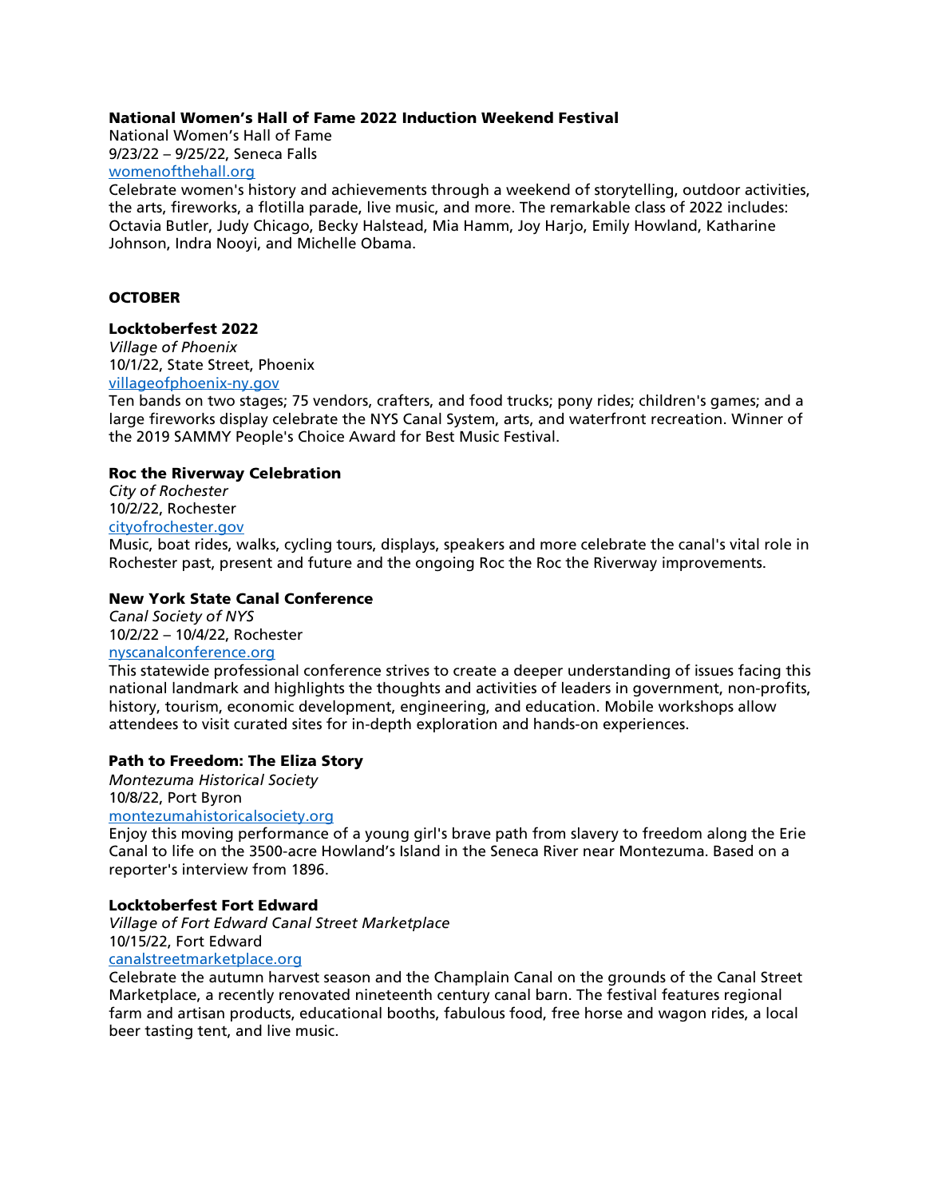### National Women's Hall of Fame 2022 Induction Weekend Festival

National Women's Hall of Fame
9/23/22 – 9/25/22, Seneca Falls
womenofthehall.org
Celebrate women's history and achievements through a weekend of storytelling, outdoor activities, the arts, fireworks, a flotilla parade, live music, and more. The remarkable class of 2022 includes: Octavia Butler, Judy Chicago, Becky Halstead, Mia Hamm, Joy Harjo, Emily Howland, Katharine Johnson, Indra Nooyi, and Michelle Obama.

## OCTOBER

### Locktoberfest 2022

*Village of Phoenix*
10/1/22, State Street, Phoenix
villageofphoenix-ny.gov
Ten bands on two stages; 75 vendors, crafters, and food trucks; pony rides; children's games; and a large fireworks display celebrate the NYS Canal System, arts, and waterfront recreation. Winner of the 2019 SAMMY People's Choice Award for Best Music Festival.

### Roc the Riverway Celebration

*City of Rochester*
10/2/22, Rochester
cityofrochester.gov
Music, boat rides, walks, cycling tours, displays, speakers and more celebrate the canal's vital role in Rochester past, present and future and the ongoing Roc the Roc the Riverway improvements.

### New York State Canal Conference

*Canal Society of NYS*
10/2/22 – 10/4/22, Rochester
nyscanalconference.org
This statewide professional conference strives to create a deeper understanding of issues facing this national landmark and highlights the thoughts and activities of leaders in government, non-profits, history, tourism, economic development, engineering, and education. Mobile workshops allow attendees to visit curated sites for in-depth exploration and hands-on experiences.

### Path to Freedom: The Eliza Story

*Montezuma Historical Society*
10/8/22, Port Byron
montezumahistoricalsociety.org
Enjoy this moving performance of a young girl's brave path from slavery to freedom along the Erie Canal to life on the 3500-acre Howland's Island in the Seneca River near Montezuma. Based on a reporter's interview from 1896.

### Locktoberfest Fort Edward

*Village of Fort Edward Canal Street Marketplace*
10/15/22, Fort Edward
canalstreetmarketplace.org
Celebrate the autumn harvest season and the Champlain Canal on the grounds of the Canal Street Marketplace, a recently renovated nineteenth century canal barn. The festival features regional farm and artisan products, educational booths, fabulous food, free horse and wagon rides, a local beer tasting tent, and live music.